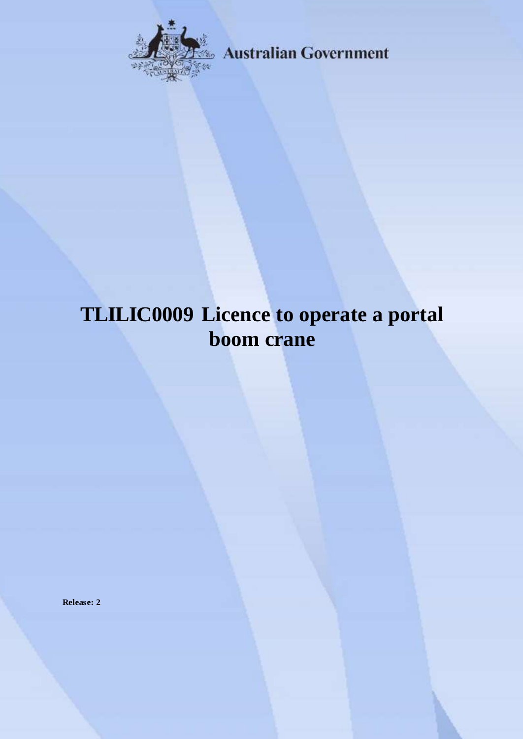Australian Government

# TLILIC0009 Licence to operate a portal boom crane

**Release: 2**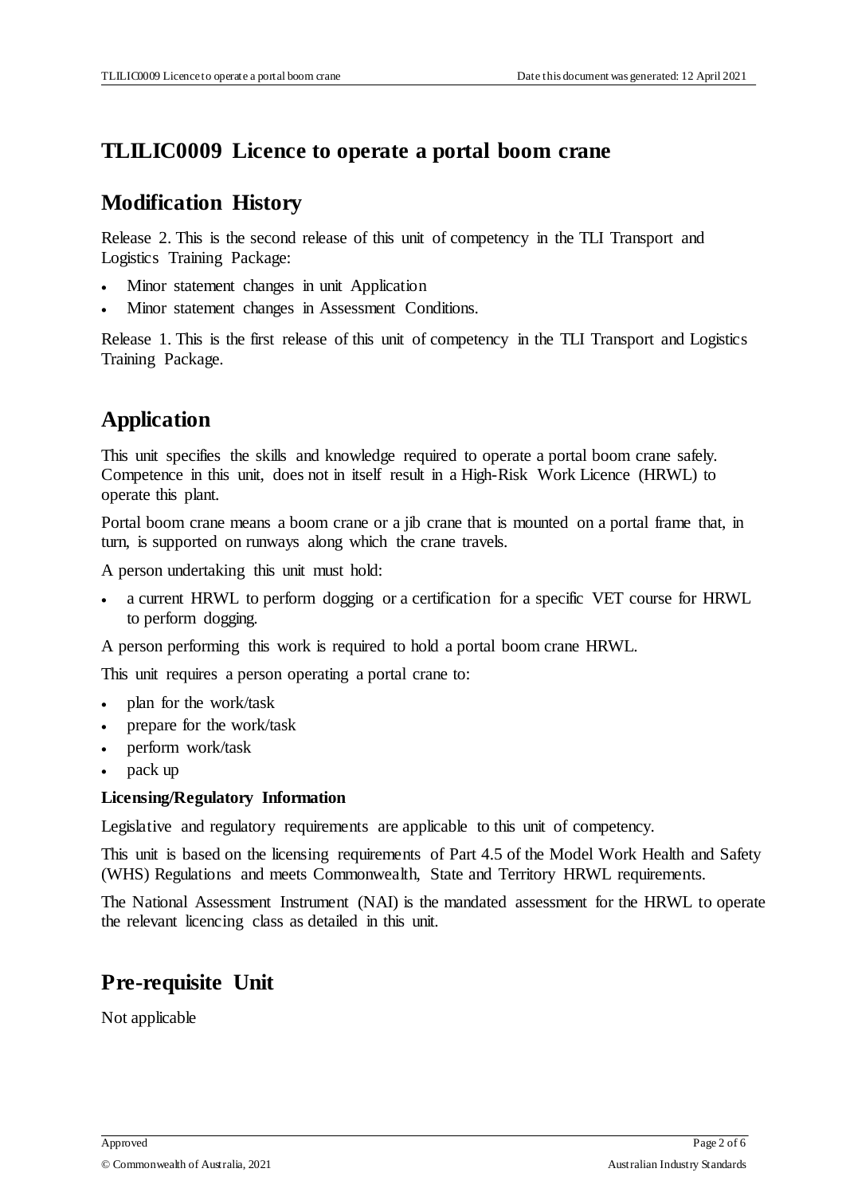# TLILIC0009 Licence to operate a portal boom crane

## Modification History

Release 2. This is the second release of this unit of competency in the TLI Transport and Logistics Training Package:

- Minor statement changes in unit Application
- Minor statement changes in Assessment Conditions.

Release 1. This is the first release of this unit of competency in the TLI Transport and Logistics Training Package.

## Application

This unit specifies the skills and knowledge required to operate a portal boom crane safely. Competence in this unit, does not in itself result in a High-Risk Work Licence (HRWL) to operate this plant.

Portal boom crane means a boom crane or a jib crane that is mounted on a portal frame that, in turn, is supported on runways along which the crane travels.

A person undertaking this unit must hold:

- a current HRWL to perform dogging or a certification for a specific VET course for HRWL to perform dogging.

A person performing this work is required to hold a portal boom crane HRWL.

This unit requires a person operating a portal crane to:

- plan for the work/task
- prepare for the work/task
- perform work/task
- pack up

**Licensing/Regulatory Information**

Legislative and regulatory requirements are applicable to this unit of competency.

This unit is based on the licensing requirements of Part 4.5 of the Model Work Health and Safety (WHS) Regulations and meets Commonwealth, State and Territory HRWL requirements.

The National Assessment Instrument (NAI) is the mandated assessment for the HRWL to operate the relevant licencing class as detailed in this unit.

## Pre-requisite Unit

Not applicable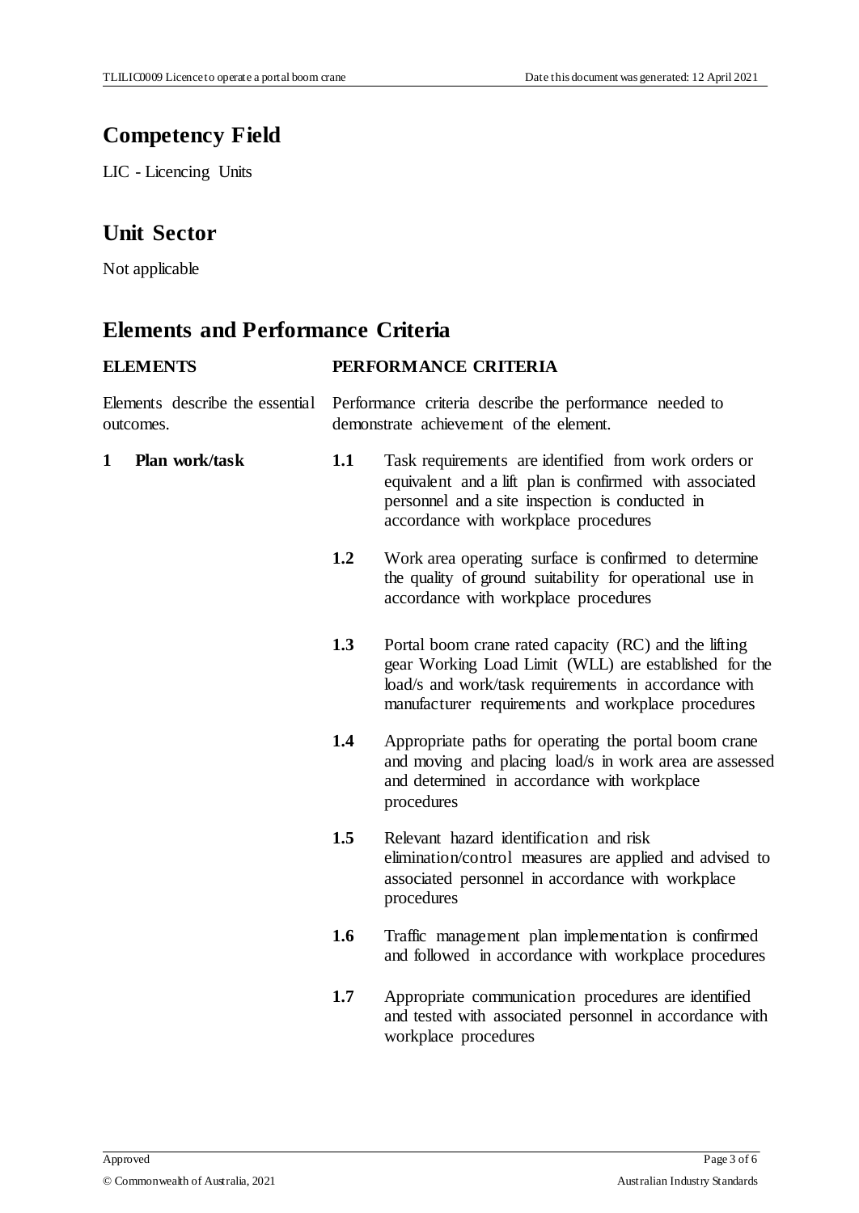## Competency Field

LIC - Licencing Units

## Unit Sector

Not applicable

## Elements and Performance Criteria

| ELEMENTS | PERFORMANCE CRITERIA |
| --- | --- |
| Elements describe the essential outcomes. | Performance criteria describe the performance needed to demonstrate achievement of the element. |
| **1 Plan work/task** | **1.1** Task requirements are identified from work orders or equivalent and a lift plan is confirmed with associated personnel and a site inspection is conducted in accordance with workplace procedures |
| | **1.2** Work area operating surface is confirmed to determine the quality of ground suitability for operational use in accordance with workplace procedures |
| | **1.3** Portal boom crane rated capacity (RC) and the lifting gear Working Load Limit (WLL) are established for the load/s and work/task requirements in accordance with manufacturer requirements and workplace procedures |
| | **1.4** Appropriate paths for operating the portal boom crane and moving and placing load/s in work area are assessed and determined in accordance with workplace procedures |
| | **1.5** Relevant hazard identification and risk elimination/control measures are applied and advised to associated personnel in accordance with workplace procedures |
| | **1.6** Traffic management plan implementation is confirmed and followed in accordance with workplace procedures |
| | **1.7** Appropriate communication procedures are identified and tested with associated personnel in accordance with workplace procedures |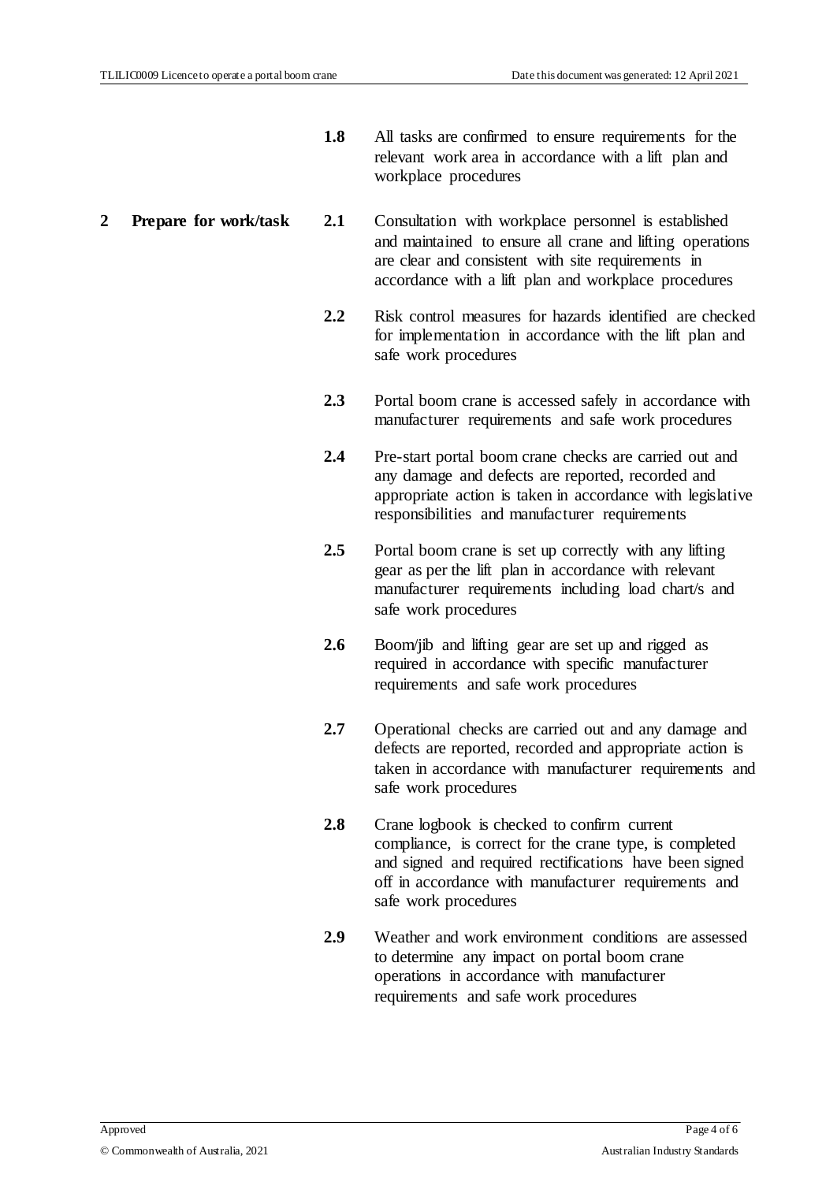| | | |
|---|---|---|
| | **1.8** | All tasks are confirmed to ensure requirements for the relevant work area in accordance with a lift plan and workplace procedures |
| **2 Prepare for work/task** | **2.1** | Consultation with workplace personnel is established and maintained to ensure all crane and lifting operations are clear and consistent with site requirements in accordance with a lift plan and workplace procedures |
| | **2.2** | Risk control measures for hazards identified are checked for implementation in accordance with the lift plan and safe work procedures |
| | **2.3** | Portal boom crane is accessed safely in accordance with manufacturer requirements and safe work procedures |
| | **2.4** | Pre-start portal boom crane checks are carried out and any damage and defects are reported, recorded and appropriate action is taken in accordance with legislative responsibilities and manufacturer requirements |
| | **2.5** | Portal boom crane is set up correctly with any lifting gear as per the lift plan in accordance with relevant manufacturer requirements including load chart/s and safe work procedures |
| | **2.6** | Boom/jib and lifting gear are set up and rigged as required in accordance with specific manufacturer requirements and safe work procedures |
| | **2.7** | Operational checks are carried out and any damage and defects are reported, recorded and appropriate action is taken in accordance with manufacturer requirements and safe work procedures |
| | **2.8** | Crane logbook is checked to confirm current compliance, is correct for the crane type, is completed and signed and required rectifications have been signed off in accordance with manufacturer requirements and safe work procedures |
| | **2.9** | Weather and work environment conditions are assessed to determine any impact on portal boom crane operations in accordance with manufacturer requirements and safe work procedures |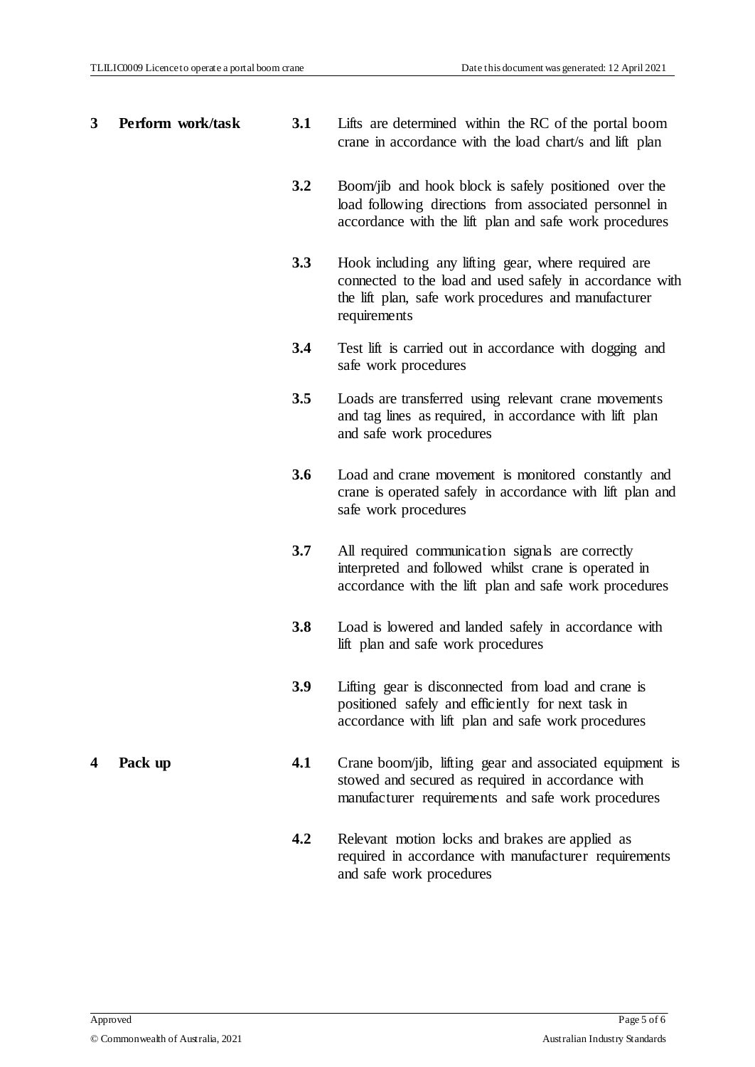| | | | |
|---|---|---|---|
| **3** | **Perform work/task** | **3.1** | Lifts are determined within the RC of the portal boom crane in accordance with the load chart/s and lift plan |
| | | **3.2** | Boom/jib and hook block is safely positioned over the load following directions from associated personnel in accordance with the lift plan and safe work procedures |
| | | **3.3** | Hook including any lifting gear, where required are connected to the load and used safely in accordance with the lift plan, safe work procedures and manufacturer requirements |
| | | **3.4** | Test lift is carried out in accordance with dogging and safe work procedures |
| | | **3.5** | Loads are transferred using relevant crane movements and tag lines as required, in accordance with lift plan and safe work procedures |
| | | **3.6** | Load and crane movement is monitored constantly and crane is operated safely in accordance with lift plan and safe work procedures |
| | | **3.7** | All required communication signals are correctly interpreted and followed whilst crane is operated in accordance with the lift plan and safe work procedures |
| | | **3.8** | Load is lowered and landed safely in accordance with lift plan and safe work procedures |
| | | **3.9** | Lifting gear is disconnected from load and crane is positioned safely and efficiently for next task in accordance with lift plan and safe work procedures |
| **4** | **Pack up** | **4.1** | Crane boom/jib, lifting gear and associated equipment is stowed and secured as required in accordance with manufacturer requirements and safe work procedures |
| | | **4.2** | Relevant motion locks and brakes are applied as required in accordance with manufacturer requirements and safe work procedures |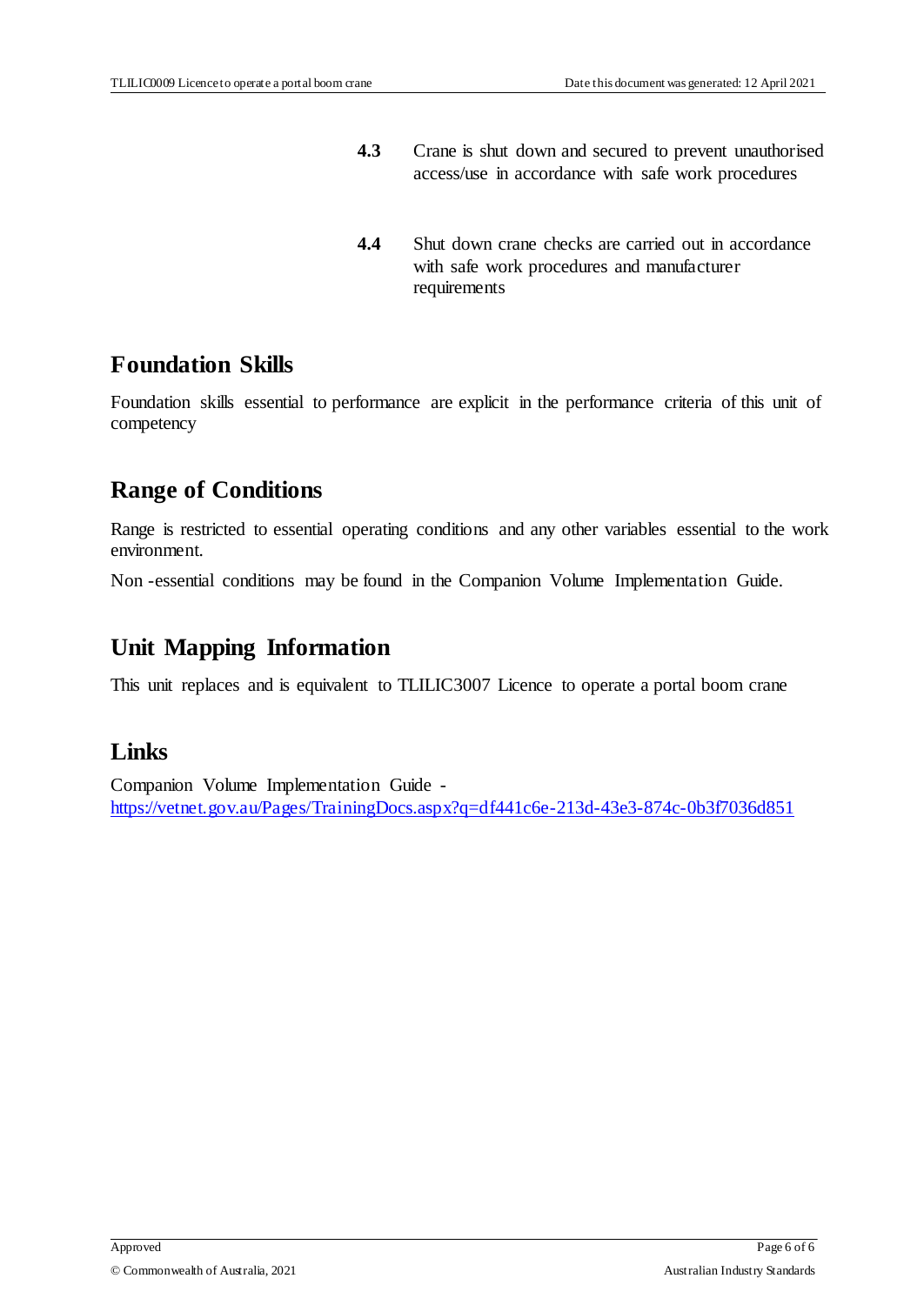| | | |
|---|---|---|
| | **4.3** | Crane is shut down and secured to prevent unauthorised access/use in accordance with safe work procedures |
| | **4.4** | Shut down crane checks are carried out in accordance with safe work procedures and manufacturer requirements |

## Foundation Skills

Foundation skills essential to performance are explicit in the performance criteria of this unit of competency

## Range of Conditions

Range is restricted to essential operating conditions and any other variables essential to the work environment.

Non -essential conditions may be found in the Companion Volume Implementation Guide.

## Unit Mapping Information

This unit replaces and is equivalent to TLILIC3007 Licence to operate a portal boom crane

## Links

Companion Volume Implementation Guide - https://vetnet.gov.au/Pages/TrainingDocs.aspx?q=df441c6e-213d-43e3-874c-0b3f7036d851